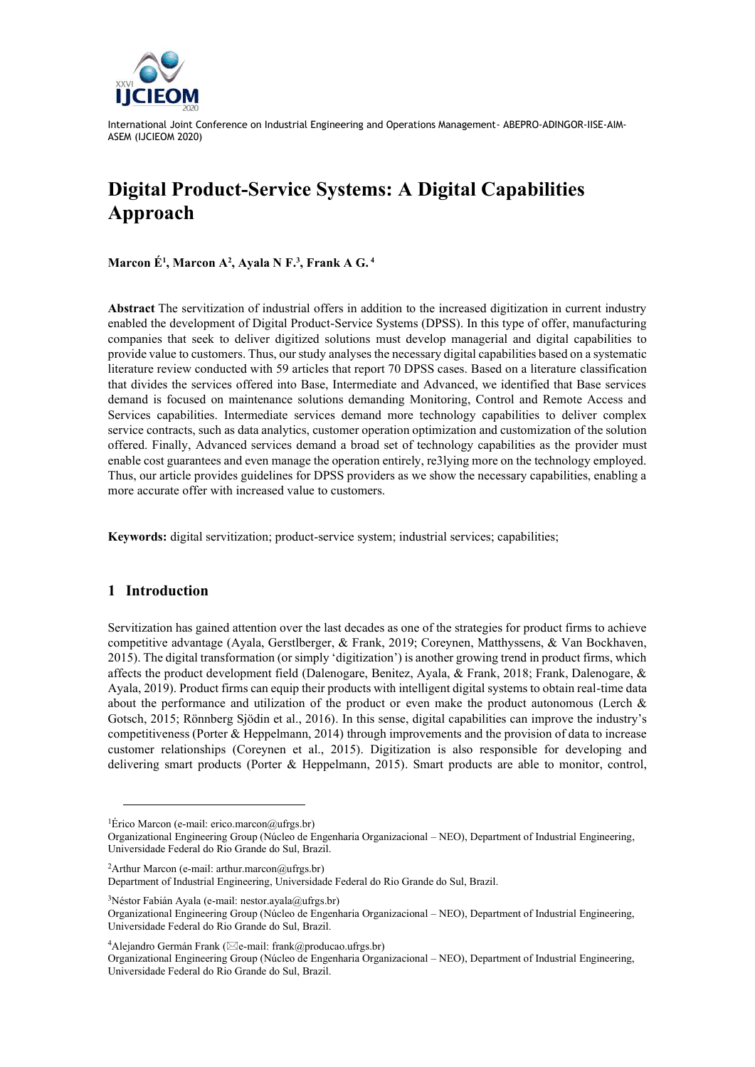# Digital Product-Service Systems: A Digital Capabilities Approach

**Marcon É[1], Marcon A[2], Ayala N F.[3], Frank A G.[4]**

**Abstract** The servitization of industrial offers in addition to the increased digitization in current industry enabled the development of Digital Product-Service Systems (DPSS). In this type of offer, manufacturing companies that seek to deliver digitized solutions must develop managerial and digital capabilities to provide value to customers. Thus, our study analyses the necessary digital capabilities based on a systematic literature review conducted with 59 articles that report 70 DPSS cases. Based on a literature classification that divides the services offered into Base, Intermediate and Advanced, we identified that Base services demand is focused on maintenance solutions demanding Monitoring, Control and Remote Access and Services capabilities. Intermediate services demand more technology capabilities to deliver complex service contracts, such as data analytics, customer operation optimization and customization of the solution offered. Finally, Advanced services demand a broad set of technology capabilities as the provider must enable cost guarantees and even manage the operation entirely, re3lying more on the technology employed. Thus, our article provides guidelines for DPSS providers as we show the necessary capabilities, enabling a more accurate offer with increased value to customers.

**Keywords:** digital servitization; product-service system; industrial services; capabilities;

## 1 Introduction

Servitization has gained attention over the last decades as one of the strategies for product firms to achieve competitive advantage (Ayala, Gerstlberger, & Frank, 2019; Coreynen, Matthyssens, & Van Bockhaven, 2015). The digital transformation (or simply 'digitization') is another growing trend in product firms, which affects the product development field (Dalenogare, Benitez, Ayala, & Frank, 2018; Frank, Dalenogare, & Ayala, 2019). Product firms can equip their products with intelligent digital systems to obtain real-time data about the performance and utilization of the product or even make the product autonomous (Lerch & Gotsch, 2015; Rönnberg Sjödin et al., 2016). In this sense, digital capabilities can improve the industry's competitiveness (Porter & Heppelmann, 2014) through improvements and the provision of data to increase customer relationships (Coreynen et al., 2015). Digitization is also responsible for developing and delivering smart products (Porter & Heppelmann, 2015). Smart products are able to monitor, control,

---

[1]Érico Marcon (e-mail: erico.marcon@ufrgs.br)
Organizational Engineering Group (Núcleo de Engenharia Organizacional – NEO), Department of Industrial Engineering, Universidade Federal do Rio Grande do Sul, Brazil.

[2]Arthur Marcon (e-mail: arthur.marcon@ufrgs.br)
Department of Industrial Engineering, Universidade Federal do Rio Grande do Sul, Brazil.

[3]Néstor Fabián Ayala (e-mail: nestor.ayala@ufrgs.br)
Organizational Engineering Group (Núcleo de Engenharia Organizacional – NEO), Department of Industrial Engineering, Universidade Federal do Rio Grande do Sul, Brazil.

[4]Alejandro Germán Frank (✉e-mail: frank@producao.ufrgs.br)
Organizational Engineering Group (Núcleo de Engenharia Organizacional – NEO), Department of Industrial Engineering, Universidade Federal do Rio Grande do Sul, Brazil.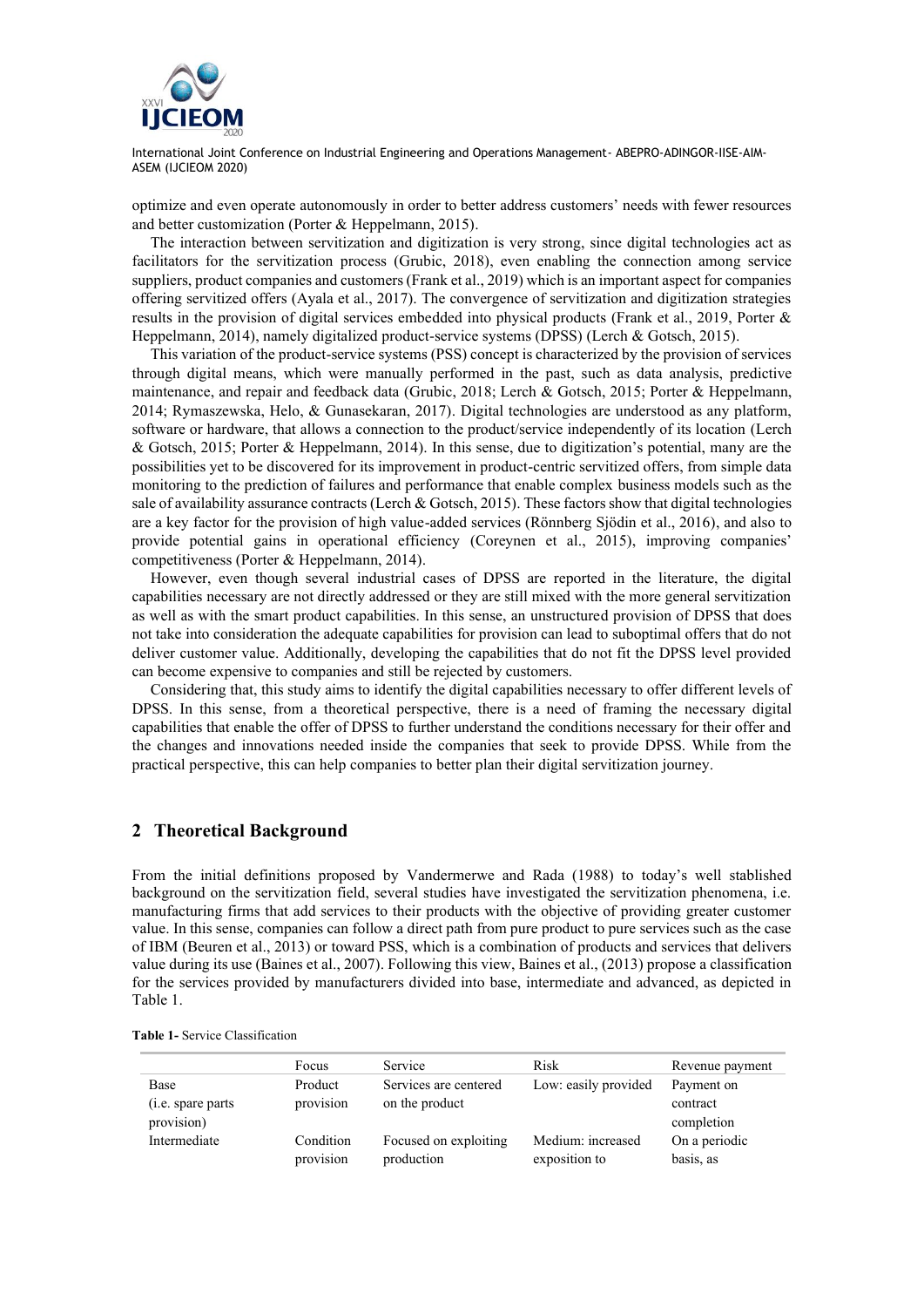optimize and even operate autonomously in order to better address customers' needs with fewer resources and better customization (Porter & Heppelmann, 2015).

The interaction between servitization and digitization is very strong, since digital technologies act as facilitators for the servitization process (Grubic, 2018), even enabling the connection among service suppliers, product companies and customers (Frank et al., 2019) which is an important aspect for companies offering servitized offers (Ayala et al., 2017). The convergence of servitization and digitization strategies results in the provision of digital services embedded into physical products (Frank et al., 2019, Porter & Heppelmann, 2014), namely digitalized product-service systems (DPSS) (Lerch & Gotsch, 2015).

This variation of the product-service systems (PSS) concept is characterized by the provision of services through digital means, which were manually performed in the past, such as data analysis, predictive maintenance, and repair and feedback data (Grubic, 2018; Lerch & Gotsch, 2015; Porter & Heppelmann, 2014; Rymaszewska, Helo, & Gunasekaran, 2017). Digital technologies are understood as any platform, software or hardware, that allows a connection to the product/service independently of its location (Lerch & Gotsch, 2015; Porter & Heppelmann, 2014). In this sense, due to digitization's potential, many are the possibilities yet to be discovered for its improvement in product-centric servitized offers, from simple data monitoring to the prediction of failures and performance that enable complex business models such as the sale of availability assurance contracts (Lerch & Gotsch, 2015). These factors show that digital technologies are a key factor for the provision of high value-added services (Rönnberg Sjödin et al., 2016), and also to provide potential gains in operational efficiency (Coreynen et al., 2015), improving companies' competitiveness (Porter & Heppelmann, 2014).

However, even though several industrial cases of DPSS are reported in the literature, the digital capabilities necessary are not directly addressed or they are still mixed with the more general servitization as well as with the smart product capabilities. In this sense, an unstructured provision of DPSS that does not take into consideration the adequate capabilities for provision can lead to suboptimal offers that do not deliver customer value. Additionally, developing the capabilities that do not fit the DPSS level provided can become expensive to companies and still be rejected by customers.

Considering that, this study aims to identify the digital capabilities necessary to offer different levels of DPSS. In this sense, from a theoretical perspective, there is a need of framing the necessary digital capabilities that enable the offer of DPSS to further understand the conditions necessary for their offer and the changes and innovations needed inside the companies that seek to provide DPSS. While from the practical perspective, this can help companies to better plan their digital servitization journey.

## 2 Theoretical Background

From the initial definitions proposed by Vandermerwe and Rada (1988) to today's well stablished background on the servitization field, several studies have investigated the servitization phenomena, i.e. manufacturing firms that add services to their products with the objective of providing greater customer value. In this sense, companies can follow a direct path from pure product to pure services such as the case of IBM (Beuren et al., 2013) or toward PSS, which is a combination of products and services that delivers value during its use (Baines et al., 2007). Following this view, Baines et al., (2013) propose a classification for the services provided by manufacturers divided into base, intermediate and advanced, as depicted in Table 1.

**Table 1-** Service Classification

| | Focus | Service | Risk | Revenue payment |
|---|---|---|---|---|
| Base (i.e. spare parts provision) | Product provision | Services are centered on the product | Low: easily provided | Payment on contract completion |
| Intermediate | Condition provision | Focused on exploiting production | Medium: increased exposition to | On a periodic basis, as |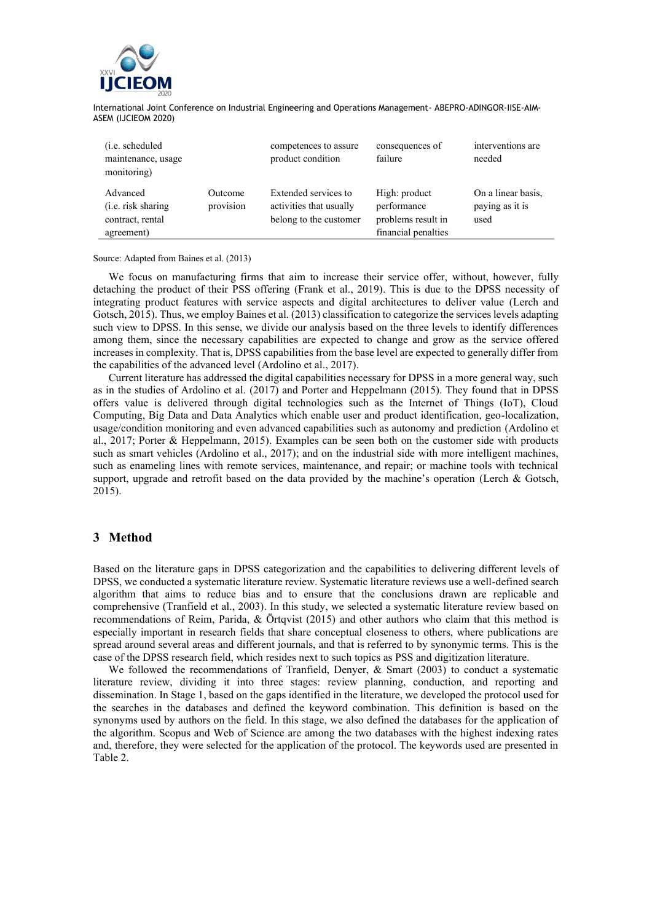| | | | | |
|---|---|---|---|---|
| (i.e. scheduled maintenance, usage monitoring) | | competences to assure product condition | consequences of failure | interventions are needed |
| Advanced (i.e. risk sharing contract, rental agreement) | Outcome provision | Extended services to activities that usually belong to the customer | High: product performance problems result in financial penalties | On a linear basis, paying as it is used |

Source: Adapted from Baines et al. (2013)

We focus on manufacturing firms that aim to increase their service offer, without, however, fully detaching the product of their PSS offering (Frank et al., 2019). This is due to the DPSS necessity of integrating product features with service aspects and digital architectures to deliver value (Lerch and Gotsch, 2015). Thus, we employ Baines et al. (2013) classification to categorize the services levels adapting such view to DPSS. In this sense, we divide our analysis based on the three levels to identify differences among them, since the necessary capabilities are expected to change and grow as the service offered increases in complexity. That is, DPSS capabilities from the base level are expected to generally differ from the capabilities of the advanced level (Ardolino et al., 2017).

Current literature has addressed the digital capabilities necessary for DPSS in a more general way, such as in the studies of Ardolino et al. (2017) and Porter and Heppelmann (2015). They found that in DPSS offers value is delivered through digital technologies such as the Internet of Things (IoT), Cloud Computing, Big Data and Data Analytics which enable user and product identification, geo-localization, usage/condition monitoring and even advanced capabilities such as autonomy and prediction (Ardolino et al., 2017; Porter & Heppelmann, 2015). Examples can be seen both on the customer side with products such as smart vehicles (Ardolino et al., 2017); and on the industrial side with more intelligent machines, such as enameling lines with remote services, maintenance, and repair; or machine tools with technical support, upgrade and retrofit based on the data provided by the machine's operation (Lerch & Gotsch, 2015).

## 3 Method

Based on the literature gaps in DPSS categorization and the capabilities to delivering different levels of DPSS, we conducted a systematic literature review. Systematic literature reviews use a well-defined search algorithm that aims to reduce bias and to ensure that the conclusions drawn are replicable and comprehensive (Tranfield et al., 2003). In this study, we selected a systematic literature review based on recommendations of Reim, Parida, & Örtqvist (2015) and other authors who claim that this method is especially important in research fields that share conceptual closeness to others, where publications are spread around several areas and different journals, and that is referred to by synonymic terms. This is the case of the DPSS research field, which resides next to such topics as PSS and digitization literature.

We followed the recommendations of Tranfield, Denyer, & Smart (2003) to conduct a systematic literature review, dividing it into three stages: review planning, conduction, and reporting and dissemination. In Stage 1, based on the gaps identified in the literature, we developed the protocol used for the searches in the databases and defined the keyword combination. This definition is based on the synonyms used by authors on the field. In this stage, we also defined the databases for the application of the algorithm. Scopus and Web of Science are among the two databases with the highest indexing rates and, therefore, they were selected for the application of the protocol. The keywords used are presented in Table 2.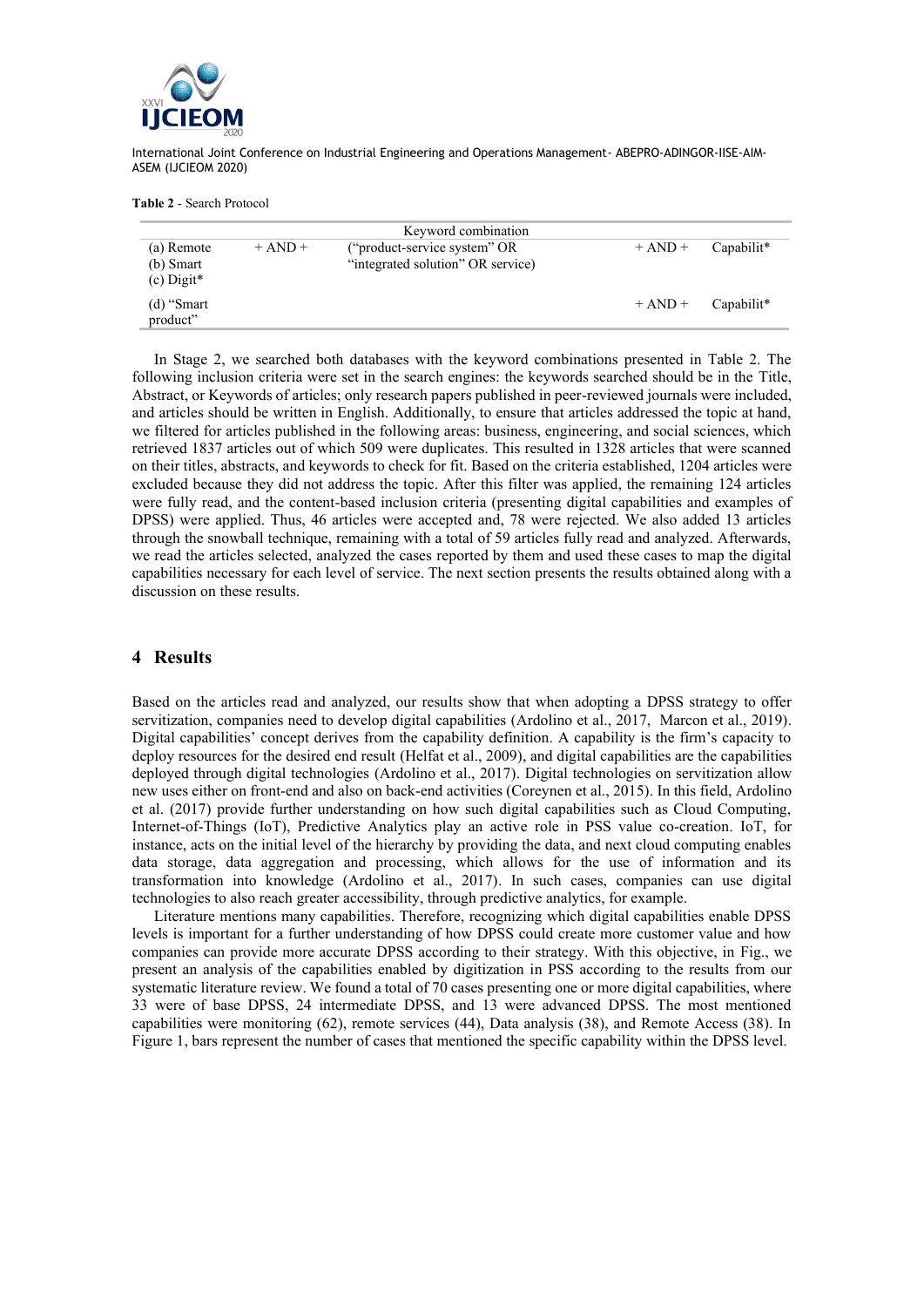**Table 2** - Search Protocol

| Keyword combination | | | | |
|---|---|---|---|---|
| (a) Remote<br>(b) Smart<br>(c) Digit* | + AND + | ("product-service system" OR "integrated solution" OR service) | + AND + | Capabilit* |
| (d) "Smart product" | | | + AND + | Capabilit* |

In Stage 2, we searched both databases with the keyword combinations presented in Table 2. The following inclusion criteria were set in the search engines: the keywords searched should be in the Title, Abstract, or Keywords of articles; only research papers published in peer-reviewed journals were included, and articles should be written in English. Additionally, to ensure that articles addressed the topic at hand, we filtered for articles published in the following areas: business, engineering, and social sciences, which retrieved 1837 articles out of which 509 were duplicates. This resulted in 1328 articles that were scanned on their titles, abstracts, and keywords to check for fit. Based on the criteria established, 1204 articles were excluded because they did not address the topic. After this filter was applied, the remaining 124 articles were fully read, and the content-based inclusion criteria (presenting digital capabilities and examples of DPSS) were applied. Thus, 46 articles were accepted and, 78 were rejected. We also added 13 articles through the snowball technique, remaining with a total of 59 articles fully read and analyzed. Afterwards, we read the articles selected, analyzed the cases reported by them and used these cases to map the digital capabilities necessary for each level of service. The next section presents the results obtained along with a discussion on these results.

## 4 Results

Based on the articles read and analyzed, our results show that when adopting a DPSS strategy to offer servitization, companies need to develop digital capabilities (Ardolino et al., 2017, Marcon et al., 2019). Digital capabilities' concept derives from the capability definition. A capability is the firm's capacity to deploy resources for the desired end result (Helfat et al., 2009), and digital capabilities are the capabilities deployed through digital technologies (Ardolino et al., 2017). Digital technologies on servitization allow new uses either on front-end and also on back-end activities (Coreynen et al., 2015). In this field, Ardolino et al. (2017) provide further understanding on how such digital capabilities such as Cloud Computing, Internet-of-Things (IoT), Predictive Analytics play an active role in PSS value co-creation. IoT, for instance, acts on the initial level of the hierarchy by providing the data, and next cloud computing enables data storage, data aggregation and processing, which allows for the use of information and its transformation into knowledge (Ardolino et al., 2017). In such cases, companies can use digital technologies to also reach greater accessibility, through predictive analytics, for example.

Literature mentions many capabilities. Therefore, recognizing which digital capabilities enable DPSS levels is important for a further understanding of how DPSS could create more customer value and how companies can provide more accurate DPSS according to their strategy. With this objective, in Fig., we present an analysis of the capabilities enabled by digitization in PSS according to the results from our systematic literature review. We found a total of 70 cases presenting one or more digital capabilities, where 33 were of base DPSS, 24 intermediate DPSS, and 13 were advanced DPSS. The most mentioned capabilities were monitoring (62), remote services (44), Data analysis (38), and Remote Access (38). In Figure 1, bars represent the number of cases that mentioned the specific capability within the DPSS level.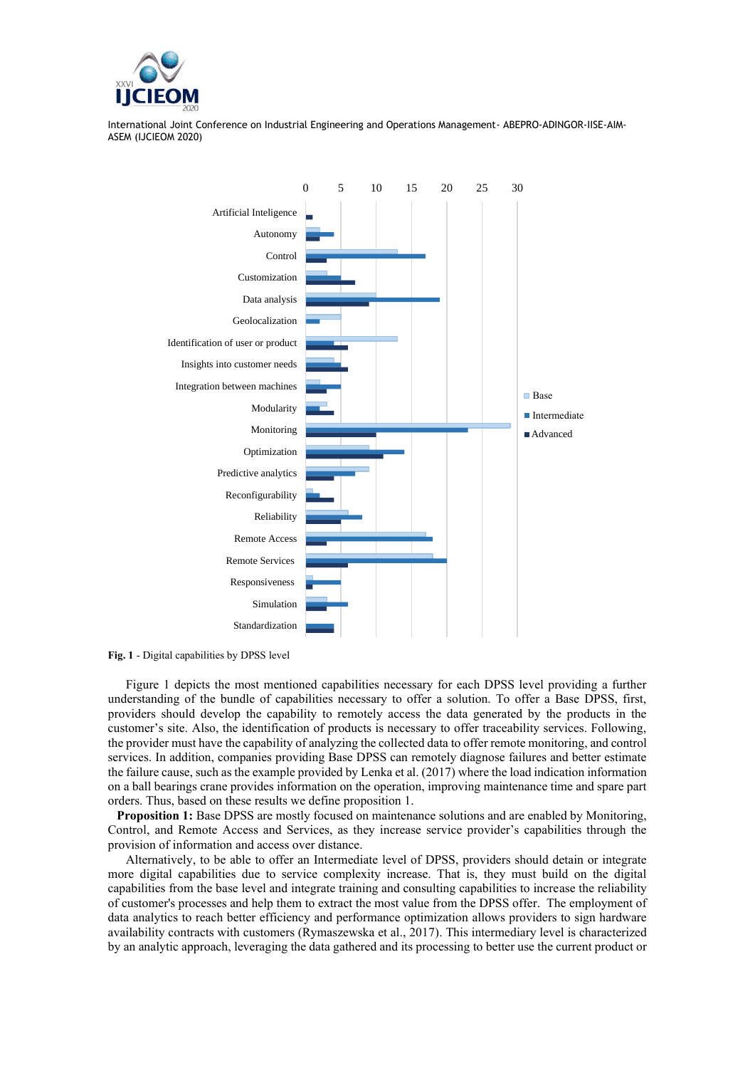Fig. 1 - Digital capabilities by DPSS level

Figure 1 depicts the most mentioned capabilities necessary for each DPSS level providing a further understanding of the bundle of capabilities necessary to offer a solution. To offer a Base DPSS, first, providers should develop the capability to remotely access the data generated by the products in the customer's site. Also, the identification of products is necessary to offer traceability services. Following, the provider must have the capability of analyzing the collected data to offer remote monitoring, and control services. In addition, companies providing Base DPSS can remotely diagnose failures and better estimate the failure cause, such as the example provided by Lenka et al. (2017) where the load indication information on a ball bearings crane provides information on the operation, improving maintenance time and spare part orders. Thus, based on these results we define proposition 1.

**Proposition 1:** Base DPSS are mostly focused on maintenance solutions and are enabled by Monitoring, Control, and Remote Access and Services, as they increase service provider's capabilities through the provision of information and access over distance.

Alternatively, to be able to offer an Intermediate level of DPSS, providers should detain or integrate more digital capabilities due to service complexity increase. That is, they must build on the digital capabilities from the base level and integrate training and consulting capabilities to increase the reliability of customer's processes and help them to extract the most value from the DPSS offer. The employment of data analytics to reach better efficiency and performance optimization allows providers to sign hardware availability contracts with customers (Rymaszewska et al., 2017). This intermediary level is characterized by an analytic approach, leveraging the data gathered and its processing to better use the current product or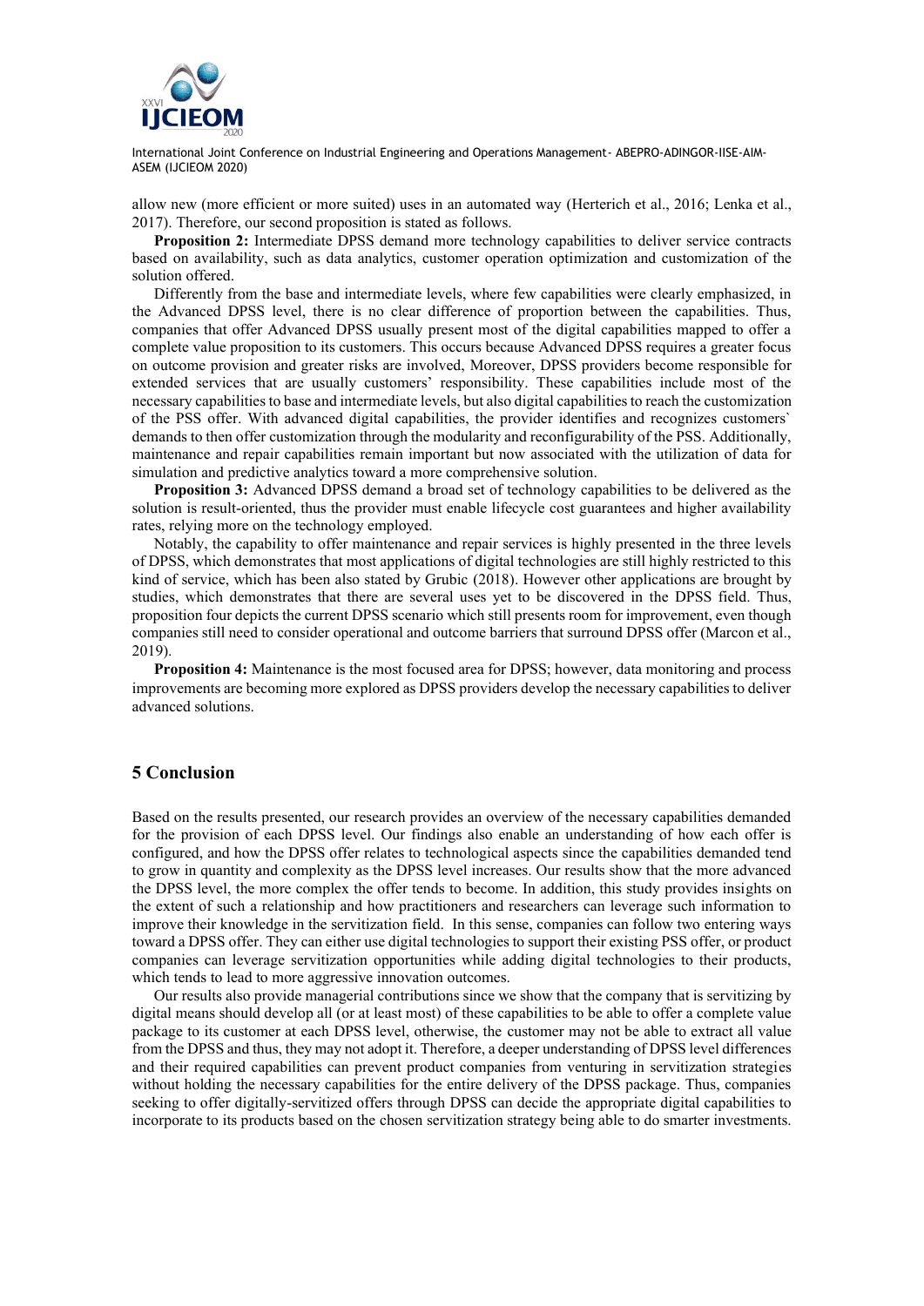allow new (more efficient or more suited) uses in an automated way (Herterich et al., 2016; Lenka et al., 2017). Therefore, our second proposition is stated as follows.

**Proposition 2:** Intermediate DPSS demand more technology capabilities to deliver service contracts based on availability, such as data analytics, customer operation optimization and customization of the solution offered.

Differently from the base and intermediate levels, where few capabilities were clearly emphasized, in the Advanced DPSS level, there is no clear difference of proportion between the capabilities. Thus, companies that offer Advanced DPSS usually present most of the digital capabilities mapped to offer a complete value proposition to its customers. This occurs because Advanced DPSS requires a greater focus on outcome provision and greater risks are involved, Moreover, DPSS providers become responsible for extended services that are usually customers' responsibility. These capabilities include most of the necessary capabilities to base and intermediate levels, but also digital capabilities to reach the customization of the PSS offer. With advanced digital capabilities, the provider identifies and recognizes customers` demands to then offer customization through the modularity and reconfigurability of the PSS. Additionally, maintenance and repair capabilities remain important but now associated with the utilization of data for simulation and predictive analytics toward a more comprehensive solution.

**Proposition 3:** Advanced DPSS demand a broad set of technology capabilities to be delivered as the solution is result-oriented, thus the provider must enable lifecycle cost guarantees and higher availability rates, relying more on the technology employed.

Notably, the capability to offer maintenance and repair services is highly presented in the three levels of DPSS, which demonstrates that most applications of digital technologies are still highly restricted to this kind of service, which has been also stated by Grubic (2018). However other applications are brought by studies, which demonstrates that there are several uses yet to be discovered in the DPSS field. Thus, proposition four depicts the current DPSS scenario which still presents room for improvement, even though companies still need to consider operational and outcome barriers that surround DPSS offer (Marcon et al., 2019).

**Proposition 4:** Maintenance is the most focused area for DPSS; however, data monitoring and process improvements are becoming more explored as DPSS providers develop the necessary capabilities to deliver advanced solutions.

## 5 Conclusion

Based on the results presented, our research provides an overview of the necessary capabilities demanded for the provision of each DPSS level. Our findings also enable an understanding of how each offer is configured, and how the DPSS offer relates to technological aspects since the capabilities demanded tend to grow in quantity and complexity as the DPSS level increases. Our results show that the more advanced the DPSS level, the more complex the offer tends to become. In addition, this study provides insights on the extent of such a relationship and how practitioners and researchers can leverage such information to improve their knowledge in the servitization field. In this sense, companies can follow two entering ways toward a DPSS offer. They can either use digital technologies to support their existing PSS offer, or product companies can leverage servitization opportunities while adding digital technologies to their products, which tends to lead to more aggressive innovation outcomes.

Our results also provide managerial contributions since we show that the company that is servitizing by digital means should develop all (or at least most) of these capabilities to be able to offer a complete value package to its customer at each DPSS level, otherwise, the customer may not be able to extract all value from the DPSS and thus, they may not adopt it. Therefore, a deeper understanding of DPSS level differences and their required capabilities can prevent product companies from venturing in servitization strategies without holding the necessary capabilities for the entire delivery of the DPSS package. Thus, companies seeking to offer digitally-servitized offers through DPSS can decide the appropriate digital capabilities to incorporate to its products based on the chosen servitization strategy being able to do smarter investments.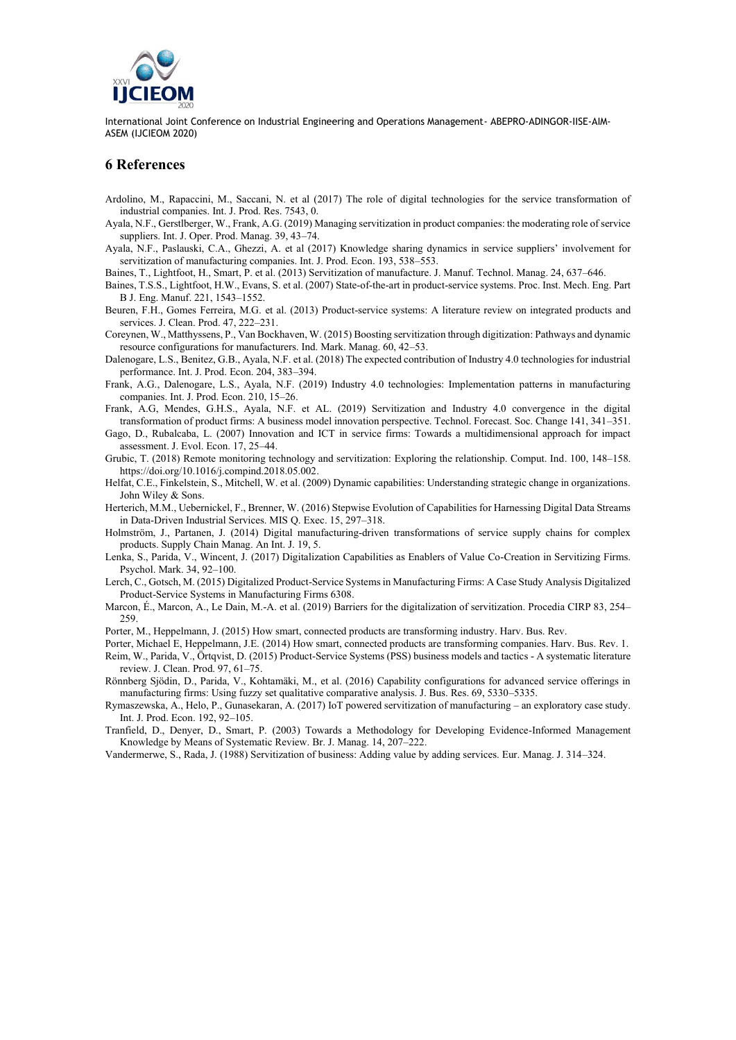## 6 References

Ardolino, M., Rapaccini, M., Saccani, N. et al (2017) The role of digital technologies for the service transformation of industrial companies. Int. J. Prod. Res. 7543, 0.

Ayala, N.F., Gerstlberger, W., Frank, A.G. (2019) Managing servitization in product companies: the moderating role of service suppliers. Int. J. Oper. Prod. Manag. 39, 43–74.

Ayala, N.F., Paslauski, C.A., Ghezzi, A. et al (2017) Knowledge sharing dynamics in service suppliers' involvement for servitization of manufacturing companies. Int. J. Prod. Econ. 193, 538–553.

Baines, T., Lightfoot, H., Smart, P. et al. (2013) Servitization of manufacture. J. Manuf. Technol. Manag. 24, 637–646.

Baines, T.S.S., Lightfoot, H.W., Evans, S. et al. (2007) State-of-the-art in product-service systems. Proc. Inst. Mech. Eng. Part B J. Eng. Manuf. 221, 1543–1552.

Beuren, F.H., Gomes Ferreira, M.G. et al. (2013) Product-service systems: A literature review on integrated products and services. J. Clean. Prod. 47, 222–231.

Coreynen, W., Matthyssens, P., Van Bockhaven, W. (2015) Boosting servitization through digitization: Pathways and dynamic resource configurations for manufacturers. Ind. Mark. Manag. 60, 42–53.

Dalenogare, L.S., Benitez, G.B., Ayala, N.F. et al. (2018) The expected contribution of Industry 4.0 technologies for industrial performance. Int. J. Prod. Econ. 204, 383–394.

Frank, A.G., Dalenogare, L.S., Ayala, N.F. (2019) Industry 4.0 technologies: Implementation patterns in manufacturing companies. Int. J. Prod. Econ. 210, 15–26.

Frank, A.G, Mendes, G.H.S., Ayala, N.F. et AL. (2019) Servitization and Industry 4.0 convergence in the digital transformation of product firms: A business model innovation perspective. Technol. Forecast. Soc. Change 141, 341–351.

Gago, D., Rubalcaba, L. (2007) Innovation and ICT in service firms: Towards a multidimensional approach for impact assessment. J. Evol. Econ. 17, 25–44.

Grubic, T. (2018) Remote monitoring technology and servitization: Exploring the relationship. Comput. Ind. 100, 148–158. https://doi.org/10.1016/j.compind.2018.05.002.

Helfat, C.E., Finkelstein, S., Mitchell, W. et al. (2009) Dynamic capabilities: Understanding strategic change in organizations. John Wiley & Sons.

Herterich, M.M., Uebernickel, F., Brenner, W. (2016) Stepwise Evolution of Capabilities for Harnessing Digital Data Streams in Data-Driven Industrial Services. MIS Q. Exec. 15, 297–318.

Holmström, J., Partanen, J. (2014) Digital manufacturing-driven transformations of service supply chains for complex products. Supply Chain Manag. An Int. J. 19, 5.

Lenka, S., Parida, V., Wincent, J. (2017) Digitalization Capabilities as Enablers of Value Co-Creation in Servitizing Firms. Psychol. Mark. 34, 92–100.

Lerch, C., Gotsch, M. (2015) Digitalized Product-Service Systems in Manufacturing Firms: A Case Study Analysis Digitalized Product-Service Systems in Manufacturing Firms 6308.

Marcon, É., Marcon, A., Le Dain, M.-A. et al. (2019) Barriers for the digitalization of servitization. Procedia CIRP 83, 254–259.

Porter, M., Heppelmann, J. (2015) How smart, connected products are transforming industry. Harv. Bus. Rev.

Porter, Michael E, Heppelmann, J.E. (2014) How smart, connected products are transforming companies. Harv. Bus. Rev. 1.

Reim, W., Parida, V., Örtqvist, D. (2015) Product-Service Systems (PSS) business models and tactics - A systematic literature review. J. Clean. Prod. 97, 61–75.

Rönnberg Sjödin, D., Parida, V., Kohtamäki, M., et al. (2016) Capability configurations for advanced service offerings in manufacturing firms: Using fuzzy set qualitative comparative analysis. J. Bus. Res. 69, 5330–5335.

Rymaszewska, A., Helo, P., Gunasekaran, A. (2017) IoT powered servitization of manufacturing – an exploratory case study. Int. J. Prod. Econ. 192, 92–105.

Tranfield, D., Denyer, D., Smart, P. (2003) Towards a Methodology for Developing Evidence-Informed Management Knowledge by Means of Systematic Review. Br. J. Manag. 14, 207–222.

Vandermerwe, S., Rada, J. (1988) Servitization of business: Adding value by adding services. Eur. Manag. J. 314–324.